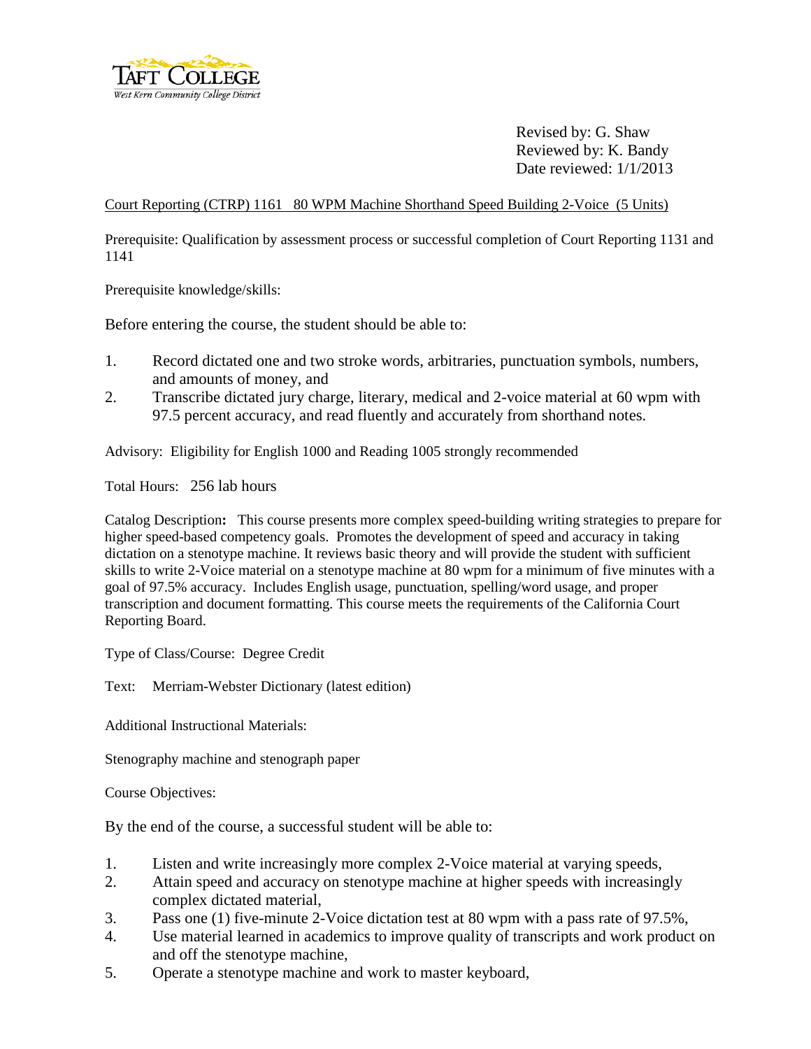TAFT COLLEGE
West Kern Community College District

Revised by: G. Shaw
Reviewed by: K. Bandy
Date reviewed: 1/1/2013

Court Reporting (CTRP) 1161 80 WPM Machine Shorthand Speed Building 2-Voice (5 Units)

Prerequisite: Qualification by assessment process or successful completion of Court Reporting 1131 and 1141

Prerequisite knowledge/skills:

Before entering the course, the student should be able to:

1. Record dictated one and two stroke words, arbitraries, punctuation symbols, numbers, and amounts of money, and
2. Transcribe dictated jury charge, literary, medical and 2-voice material at 60 wpm with 97.5 percent accuracy, and read fluently and accurately from shorthand notes.

Advisory: Eligibility for English 1000 and Reading 1005 strongly recommended

Total Hours: 256 lab hours

Catalog Description**:** This course presents more complex speed-building writing strategies to prepare for higher speed-based competency goals. Promotes the development of speed and accuracy in taking dictation on a stenotype machine. It reviews basic theory and will provide the student with sufficient skills to write 2-Voice material on a stenotype machine at 80 wpm for a minimum of five minutes with a goal of 97.5% accuracy. Includes English usage, punctuation, spelling/word usage, and proper transcription and document formatting. This course meets the requirements of the California Court Reporting Board.

Type of Class/Course: Degree Credit

Text: Merriam-Webster Dictionary (latest edition)

Additional Instructional Materials:

Stenography machine and stenograph paper

Course Objectives:

By the end of the course, a successful student will be able to:

1. Listen and write increasingly more complex 2-Voice material at varying speeds,
2. Attain speed and accuracy on stenotype machine at higher speeds with increasingly complex dictated material,
3. Pass one (1) five-minute 2-Voice dictation test at 80 wpm with a pass rate of 97.5%,
4. Use material learned in academics to improve quality of transcripts and work product on and off the stenotype machine,
5. Operate a stenotype machine and work to master keyboard,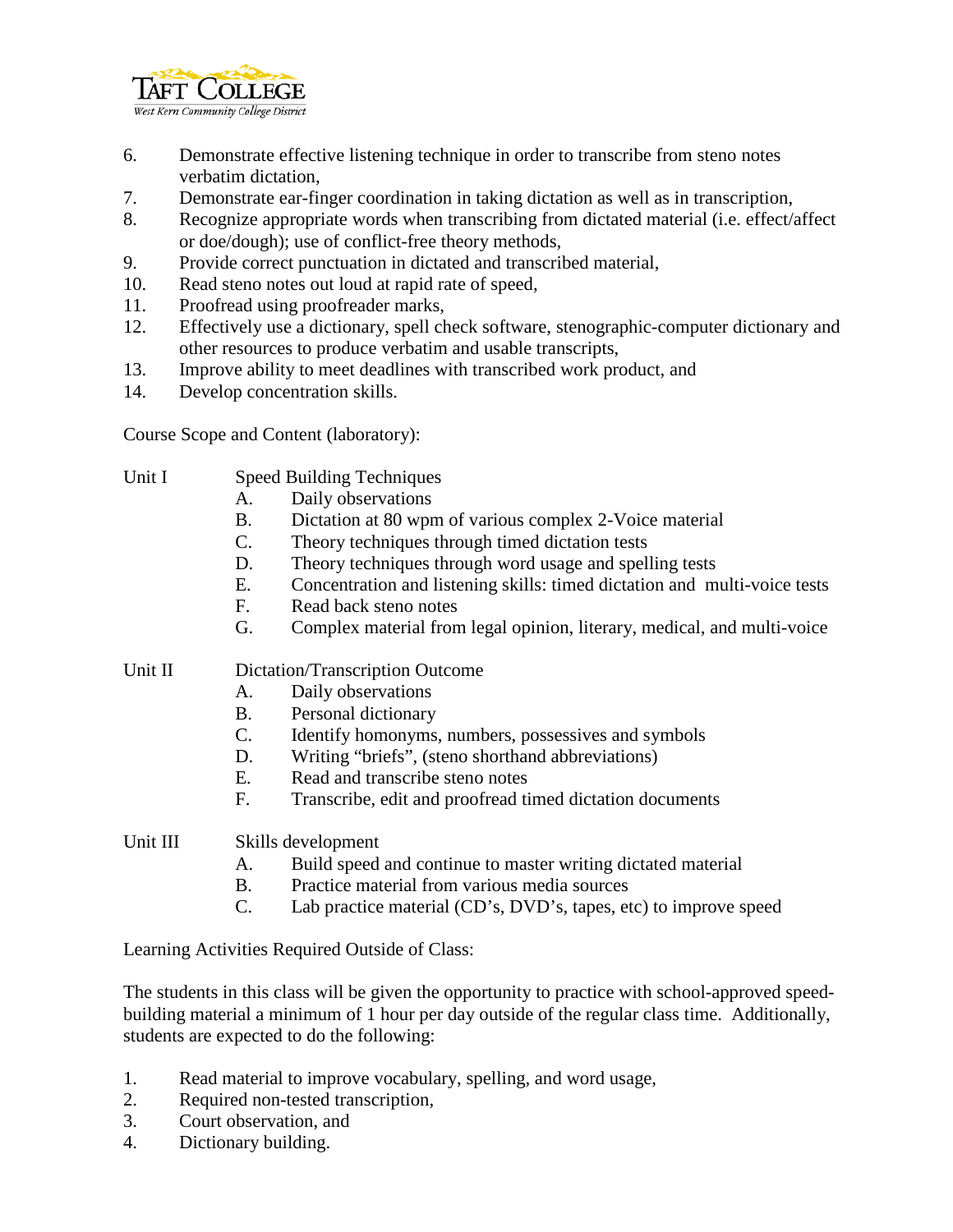6. Demonstrate effective listening technique in order to transcribe from steno notes verbatim dictation,
7. Demonstrate ear-finger coordination in taking dictation as well as in transcription,
8. Recognize appropriate words when transcribing from dictated material (i.e. effect/affect or doe/dough); use of conflict-free theory methods,
9. Provide correct punctuation in dictated and transcribed material,
10. Read steno notes out loud at rapid rate of speed,
11. Proofread using proofreader marks,
12. Effectively use a dictionary, spell check software, stenographic-computer dictionary and other resources to produce verbatim and usable transcripts,
13. Improve ability to meet deadlines with transcribed work product, and
14. Develop concentration skills.

Course Scope and Content (laboratory):

Unit I Speed Building Techniques

- A. Daily observations
- B. Dictation at 80 wpm of various complex 2-Voice material
- C. Theory techniques through timed dictation tests
- D. Theory techniques through word usage and spelling tests
- E. Concentration and listening skills: timed dictation and multi-voice tests
- F. Read back steno notes
- G. Complex material from legal opinion, literary, medical, and multi-voice

Unit II Dictation/Transcription Outcome

- A. Daily observations
- B. Personal dictionary
- C. Identify homonyms, numbers, possessives and symbols
- D. Writing "briefs", (steno shorthand abbreviations)
- E. Read and transcribe steno notes
- F. Transcribe, edit and proofread timed dictation documents

Unit III Skills development

- A. Build speed and continue to master writing dictated material
- B. Practice material from various media sources
- C. Lab practice material (CD's, DVD's, tapes, etc) to improve speed

Learning Activities Required Outside of Class:

The students in this class will be given the opportunity to practice with school-approved speed-building material a minimum of 1 hour per day outside of the regular class time. Additionally, students are expected to do the following:

1. Read material to improve vocabulary, spelling, and word usage,
2. Required non-tested transcription,
3. Court observation, and
4. Dictionary building.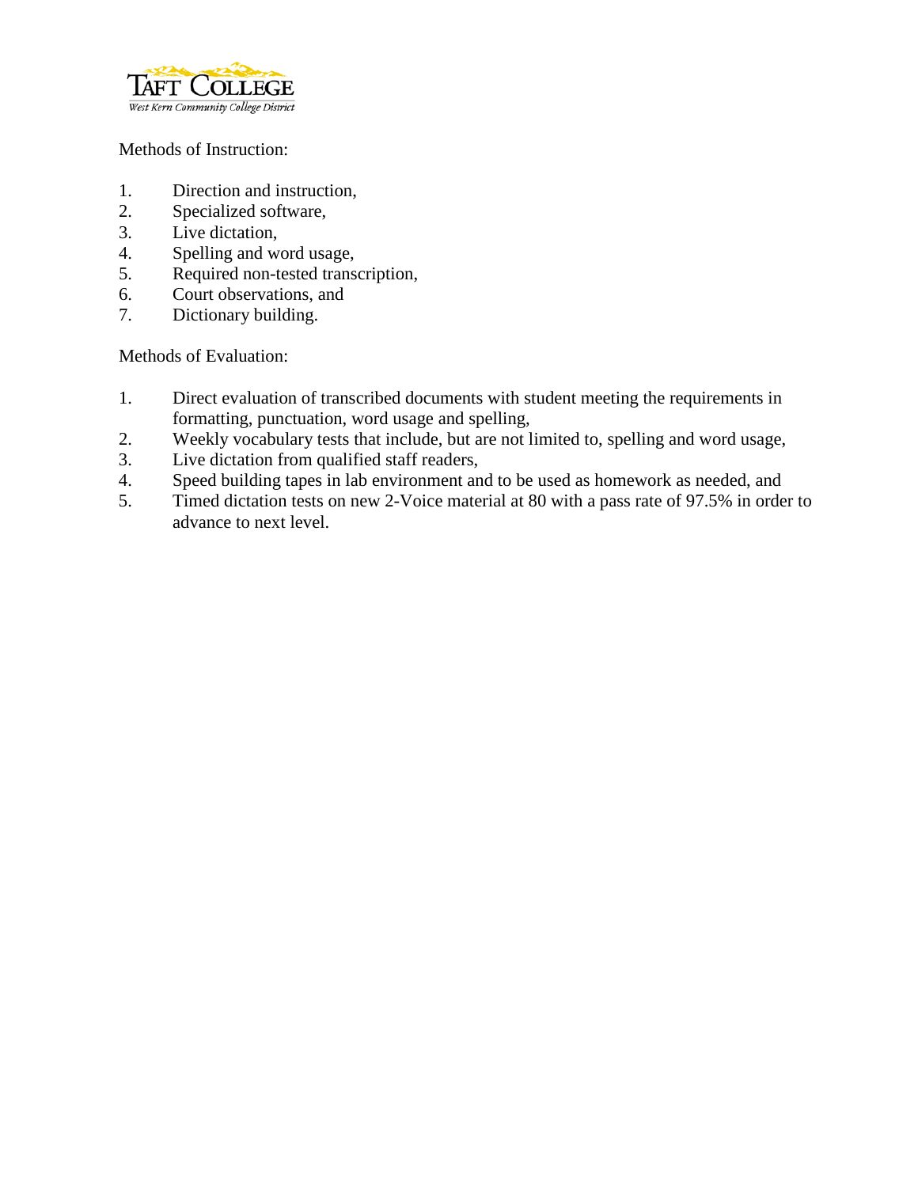Methods of Instruction:

1. Direction and instruction,
2. Specialized software,
3. Live dictation,
4. Spelling and word usage,
5. Required non-tested transcription,
6. Court observations, and
7. Dictionary building.

Methods of Evaluation:

1. Direct evaluation of transcribed documents with student meeting the requirements in formatting, punctuation, word usage and spelling,
2. Weekly vocabulary tests that include, but are not limited to, spelling and word usage,
3. Live dictation from qualified staff readers,
4. Speed building tapes in lab environment and to be used as homework as needed, and
5. Timed dictation tests on new 2-Voice material at 80 with a pass rate of 97.5% in order to advance to next level.